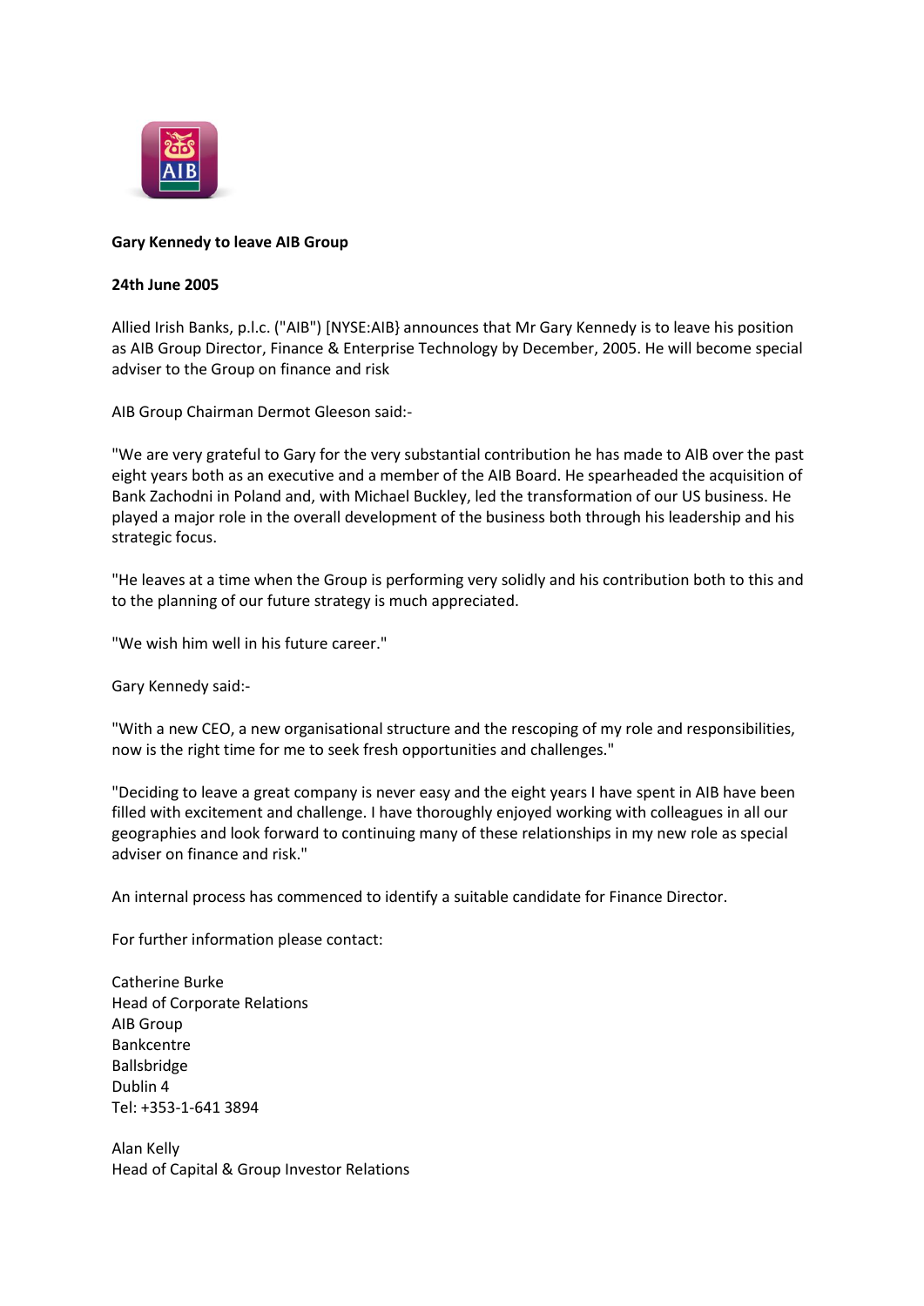**Gary Kennedy to leave AIB Group**

**24th June 2005**

Allied Irish Banks, p.l.c. ("AIB") [NYSE:AIB} announces that Mr Gary Kennedy is to leave his position as AIB Group Director, Finance & Enterprise Technology by December, 2005. He will become special adviser to the Group on finance and risk

AIB Group Chairman Dermot Gleeson said:-

"We are very grateful to Gary for the very substantial contribution he has made to AIB over the past eight years both as an executive and a member of the AIB Board. He spearheaded the acquisition of Bank Zachodni in Poland and, with Michael Buckley, led the transformation of our US business. He played a major role in the overall development of the business both through his leadership and his strategic focus.

"He leaves at a time when the Group is performing very solidly and his contribution both to this and to the planning of our future strategy is much appreciated.

"We wish him well in his future career."

Gary Kennedy said:-

"With a new CEO, a new organisational structure and the rescoping of my role and responsibilities, now is the right time for me to seek fresh opportunities and challenges."

"Deciding to leave a great company is never easy and the eight years I have spent in AIB have been filled with excitement and challenge. I have thoroughly enjoyed working with colleagues in all our geographies and look forward to continuing many of these relationships in my new role as special adviser on finance and risk."

An internal process has commenced to identify a suitable candidate for Finance Director.

For further information please contact:

Catherine Burke
Head of Corporate Relations
AIB Group
Bankcentre
Ballsbridge
Dublin 4
Tel: +353-1-641 3894

Alan Kelly
Head of Capital & Group Investor Relations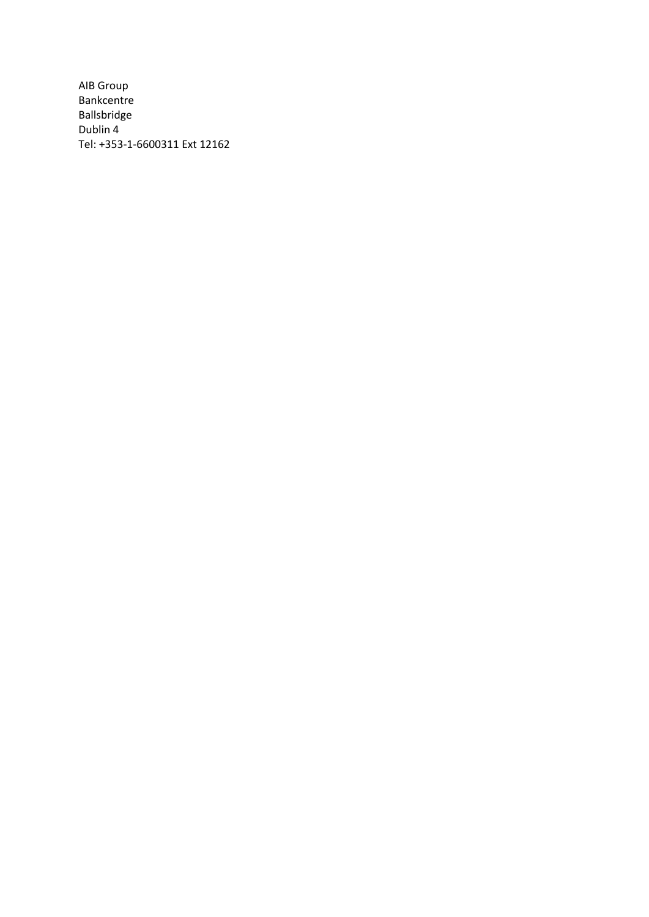AIB Group
Bankcentre
Ballsbridge
Dublin 4
Tel: +353-1-6600311 Ext 12162